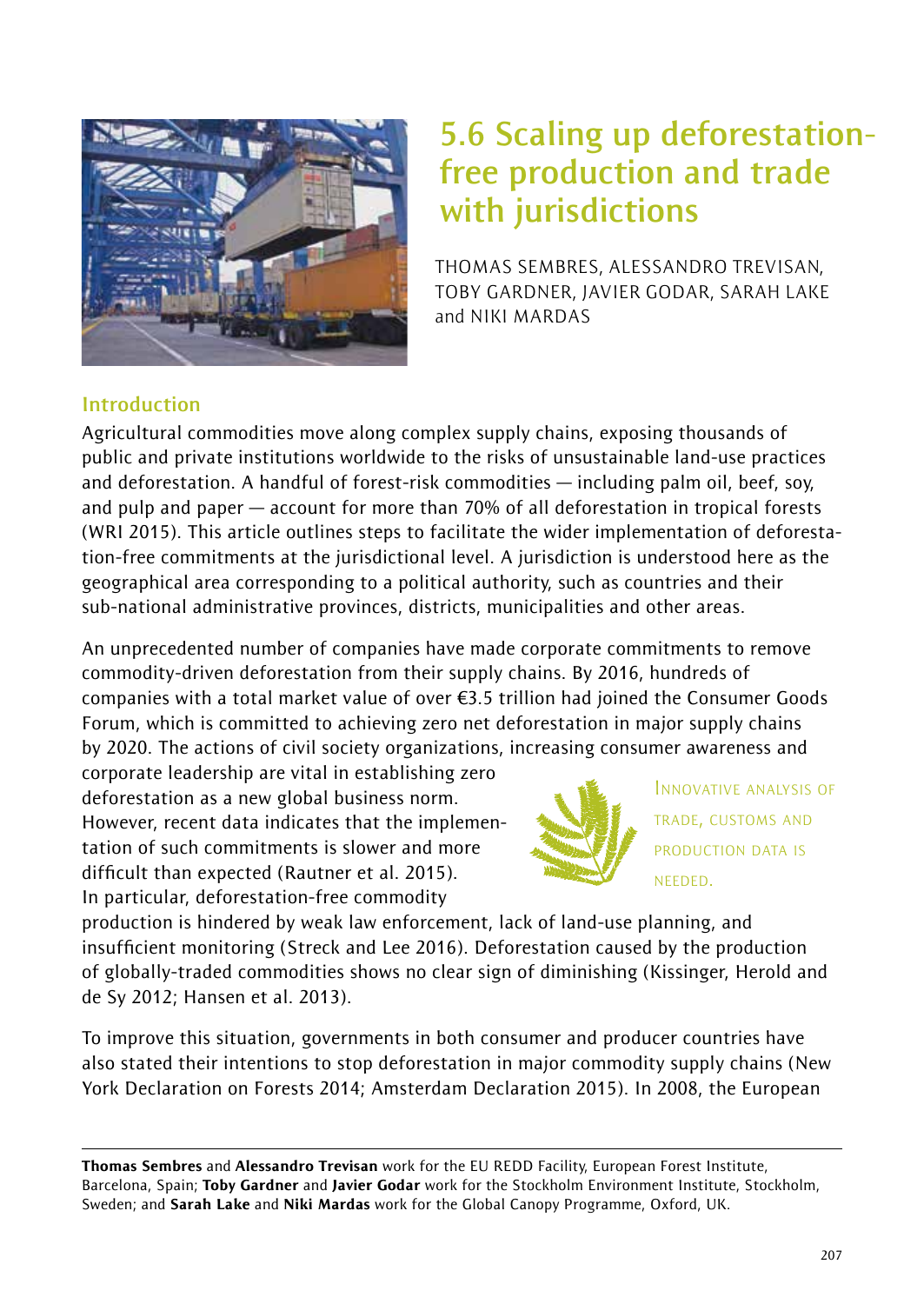# 5.6 Scaling up deforestation-free production and trade with jurisdictions

THOMAS SEMBRES, ALESSANDRO TREVISAN, TOBY GARDNER, JAVIER GODAR, SARAH LAKE and NIKI MARDAS

## Introduction

Agricultural commodities move along complex supply chains, exposing thousands of public and private institutions worldwide to the risks of unsustainable land-use practices and deforestation. A handful of forest-risk commodities — including palm oil, beef, soy, and pulp and paper — account for more than 70% of all deforestation in tropical forests (WRI 2015). This article outlines steps to facilitate the wider implementation of deforestation-free commitments at the jurisdictional level. A jurisdiction is understood here as the geographical area corresponding to a political authority, such as countries and their sub-national administrative provinces, districts, municipalities and other areas.

An unprecedented number of companies have made corporate commitments to remove commodity-driven deforestation from their supply chains. By 2016, hundreds of companies with a total market value of over €3.5 trillion had joined the Consumer Goods Forum, which is committed to achieving zero net deforestation in major supply chains by 2020. The actions of civil society organizations, increasing consumer awareness and corporate leadership are vital in establishing zero deforestation as a new global business norm. However, recent data indicates that the implementation of such commitments is slower and more difficult than expected (Rautner et al. 2015). In particular, deforestation-free commodity production is hindered by weak law enforcement, lack of land-use planning, and insufficient monitoring (Streck and Lee 2016). Deforestation caused by the production of globally-traded commodities shows no clear sign of diminishing (Kissinger, Herold and de Sy 2012; Hansen et al. 2013).

> INNOVATIVE ANALYSIS OF TRADE, CUSTOMS AND PRODUCTION DATA IS NEEDED.

To improve this situation, governments in both consumer and producer countries have also stated their intentions to stop deforestation in major commodity supply chains (New York Declaration on Forests 2014; Amsterdam Declaration 2015). In 2008, the European

---

**Thomas Sembres** and **Alessandro Trevisan** work for the EU REDD Facility, European Forest Institute, Barcelona, Spain; **Toby Gardner** and **Javier Godar** work for the Stockholm Environment Institute, Stockholm, Sweden; and **Sarah Lake** and **Niki Mardas** work for the Global Canopy Programme, Oxford, UK.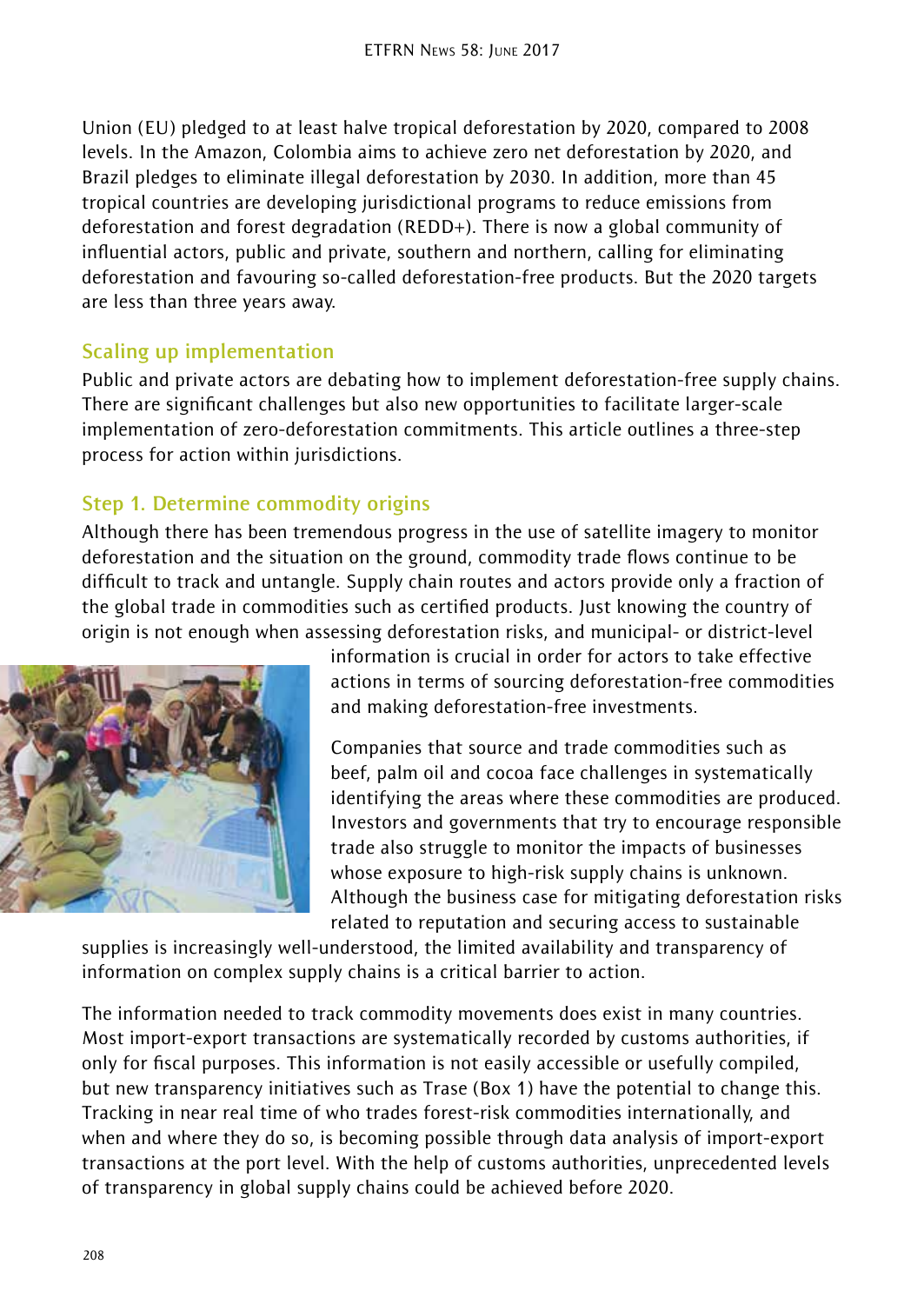Union (EU) pledged to at least halve tropical deforestation by 2020, compared to 2008 levels. In the Amazon, Colombia aims to achieve zero net deforestation by 2020, and Brazil pledges to eliminate illegal deforestation by 2030. In addition, more than 45 tropical countries are developing jurisdictional programs to reduce emissions from deforestation and forest degradation (REDD+). There is now a global community of influential actors, public and private, southern and northern, calling for eliminating deforestation and favouring so-called deforestation-free products. But the 2020 targets are less than three years away.

## Scaling up implementation

Public and private actors are debating how to implement deforestation-free supply chains. There are significant challenges but also new opportunities to facilitate larger-scale implementation of zero-deforestation commitments. This article outlines a three-step process for action within jurisdictions.

## Step 1. Determine commodity origins

Although there has been tremendous progress in the use of satellite imagery to monitor deforestation and the situation on the ground, commodity trade flows continue to be difficult to track and untangle. Supply chain routes and actors provide only a fraction of the global trade in commodities such as certified products. Just knowing the country of origin is not enough when assessing deforestation risks, and municipal- or district-level information is crucial in order for actors to take effective actions in terms of sourcing deforestation-free commodities and making deforestation-free investments.

Companies that source and trade commodities such as beef, palm oil and cocoa face challenges in systematically identifying the areas where these commodities are produced. Investors and governments that try to encourage responsible trade also struggle to monitor the impacts of businesses whose exposure to high-risk supply chains is unknown. Although the business case for mitigating deforestation risks related to reputation and securing access to sustainable supplies is increasingly well-understood, the limited availability and transparency of information on complex supply chains is a critical barrier to action.

The information needed to track commodity movements does exist in many countries. Most import-export transactions are systematically recorded by customs authorities, if only for fiscal purposes. This information is not easily accessible or usefully compiled, but new transparency initiatives such as Trase (Box 1) have the potential to change this. Tracking in near real time of who trades forest-risk commodities internationally, and when and where they do so, is becoming possible through data analysis of import-export transactions at the port level. With the help of customs authorities, unprecedented levels of transparency in global supply chains could be achieved before 2020.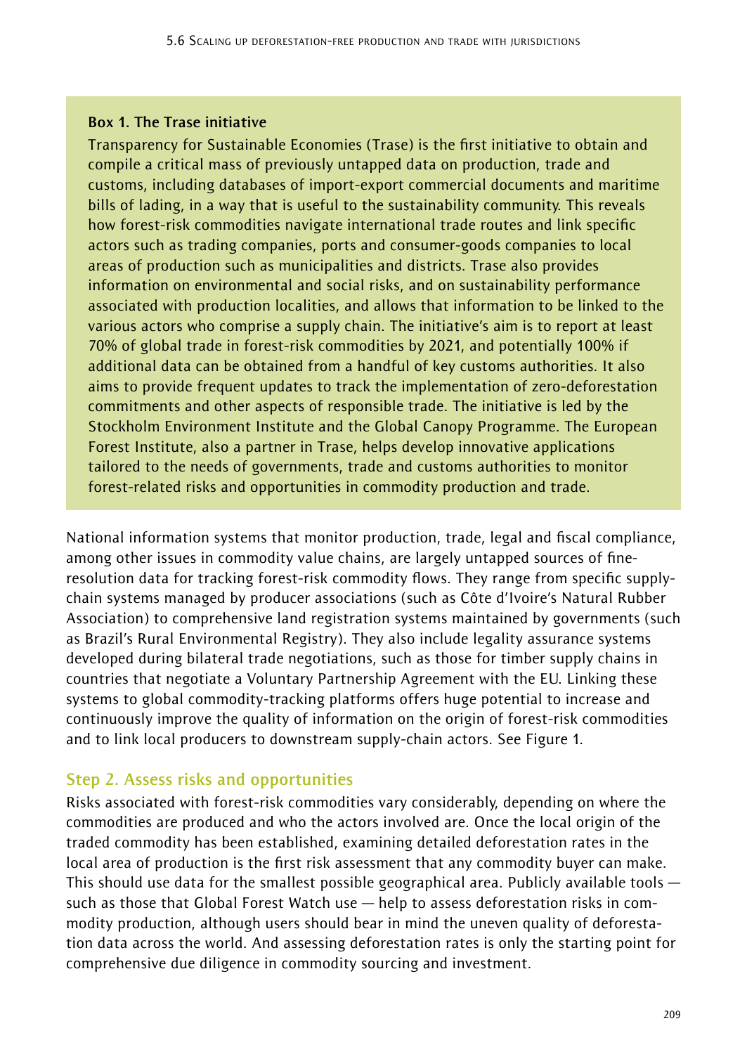**Box 1. The Trase initiative**

Transparency for Sustainable Economies (Trase) is the first initiative to obtain and compile a critical mass of previously untapped data on production, trade and customs, including databases of import-export commercial documents and maritime bills of lading, in a way that is useful to the sustainability community. This reveals how forest-risk commodities navigate international trade routes and link specific actors such as trading companies, ports and consumer-goods companies to local areas of production such as municipalities and districts. Trase also provides information on environmental and social risks, and on sustainability performance associated with production localities, and allows that information to be linked to the various actors who comprise a supply chain. The initiative's aim is to report at least 70% of global trade in forest-risk commodities by 2021, and potentially 100% if additional data can be obtained from a handful of key customs authorities. It also aims to provide frequent updates to track the implementation of zero-deforestation commitments and other aspects of responsible trade. The initiative is led by the Stockholm Environment Institute and the Global Canopy Programme. The European Forest Institute, also a partner in Trase, helps develop innovative applications tailored to the needs of governments, trade and customs authorities to monitor forest-related risks and opportunities in commodity production and trade.

National information systems that monitor production, trade, legal and fiscal compliance, among other issues in commodity value chains, are largely untapped sources of fine-resolution data for tracking forest-risk commodity flows. They range from specific supply-chain systems managed by producer associations (such as Côte d'Ivoire's Natural Rubber Association) to comprehensive land registration systems maintained by governments (such as Brazil's Rural Environmental Registry). They also include legality assurance systems developed during bilateral trade negotiations, such as those for timber supply chains in countries that negotiate a Voluntary Partnership Agreement with the EU. Linking these systems to global commodity-tracking platforms offers huge potential to increase and continuously improve the quality of information on the origin of forest-risk commodities and to link local producers to downstream supply-chain actors. See Figure 1.

### Step 2. Assess risks and opportunities

Risks associated with forest-risk commodities vary considerably, depending on where the commodities are produced and who the actors involved are. Once the local origin of the traded commodity has been established, examining detailed deforestation rates in the local area of production is the first risk assessment that any commodity buyer can make. This should use data for the smallest possible geographical area. Publicly available tools — such as those that Global Forest Watch use — help to assess deforestation risks in commodity production, although users should bear in mind the uneven quality of deforestation data across the world. And assessing deforestation rates is only the starting point for comprehensive due diligence in commodity sourcing and investment.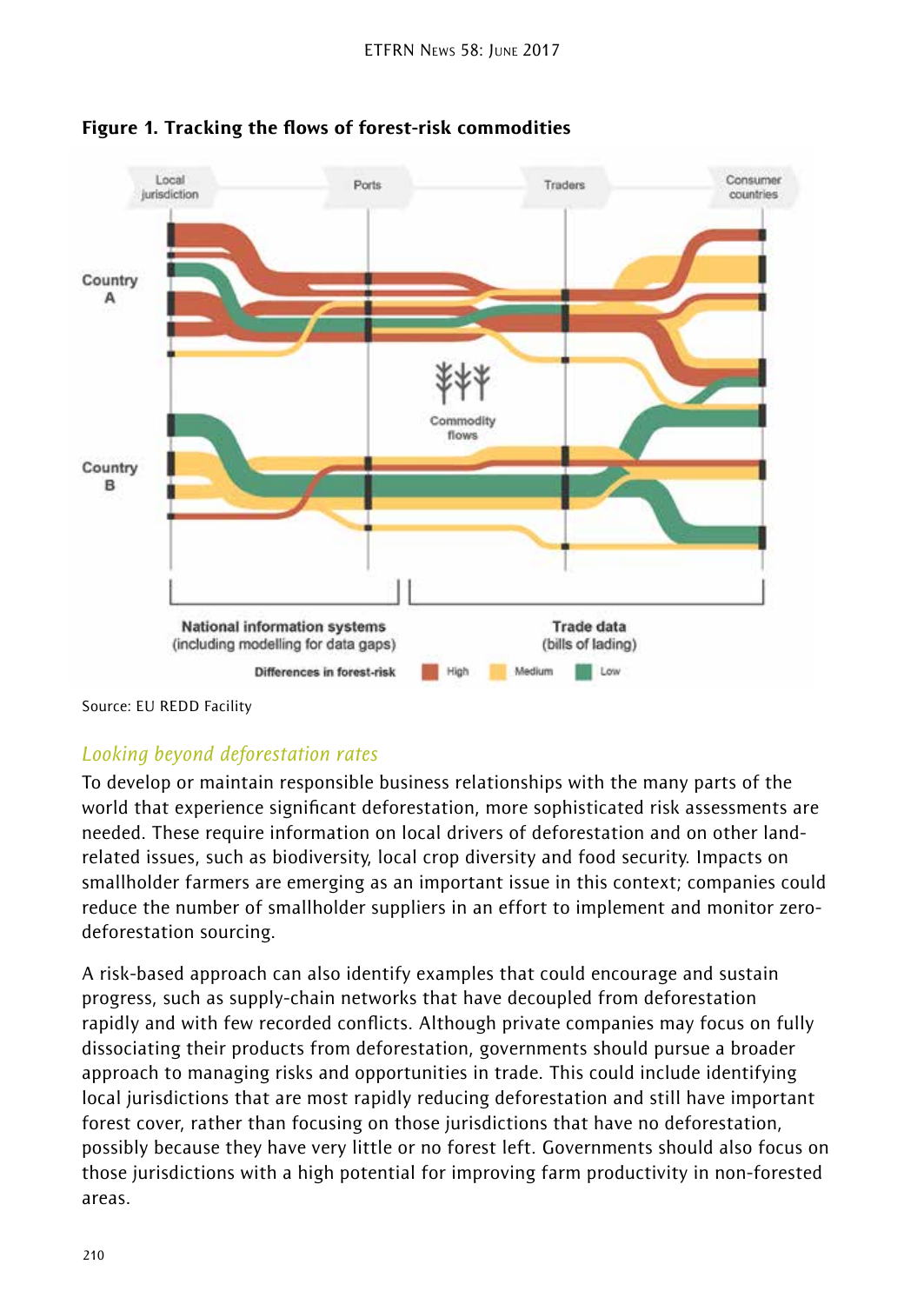**Figure 1. Tracking the flows of forest-risk commodities**

Source: EU REDD Facility

### *Looking beyond deforestation rates*

To develop or maintain responsible business relationships with the many parts of the world that experience significant deforestation, more sophisticated risk assessments are needed. These require information on local drivers of deforestation and on other land-related issues, such as biodiversity, local crop diversity and food security. Impacts on smallholder farmers are emerging as an important issue in this context; companies could reduce the number of smallholder suppliers in an effort to implement and monitor zero-deforestation sourcing.

A risk-based approach can also identify examples that could encourage and sustain progress, such as supply-chain networks that have decoupled from deforestation rapidly and with few recorded conflicts. Although private companies may focus on fully dissociating their products from deforestation, governments should pursue a broader approach to managing risks and opportunities in trade. This could include identifying local jurisdictions that are most rapidly reducing deforestation and still have important forest cover, rather than focusing on those jurisdictions that have no deforestation, possibly because they have very little or no forest left. Governments should also focus on those jurisdictions with a high potential for improving farm productivity in non-forested areas.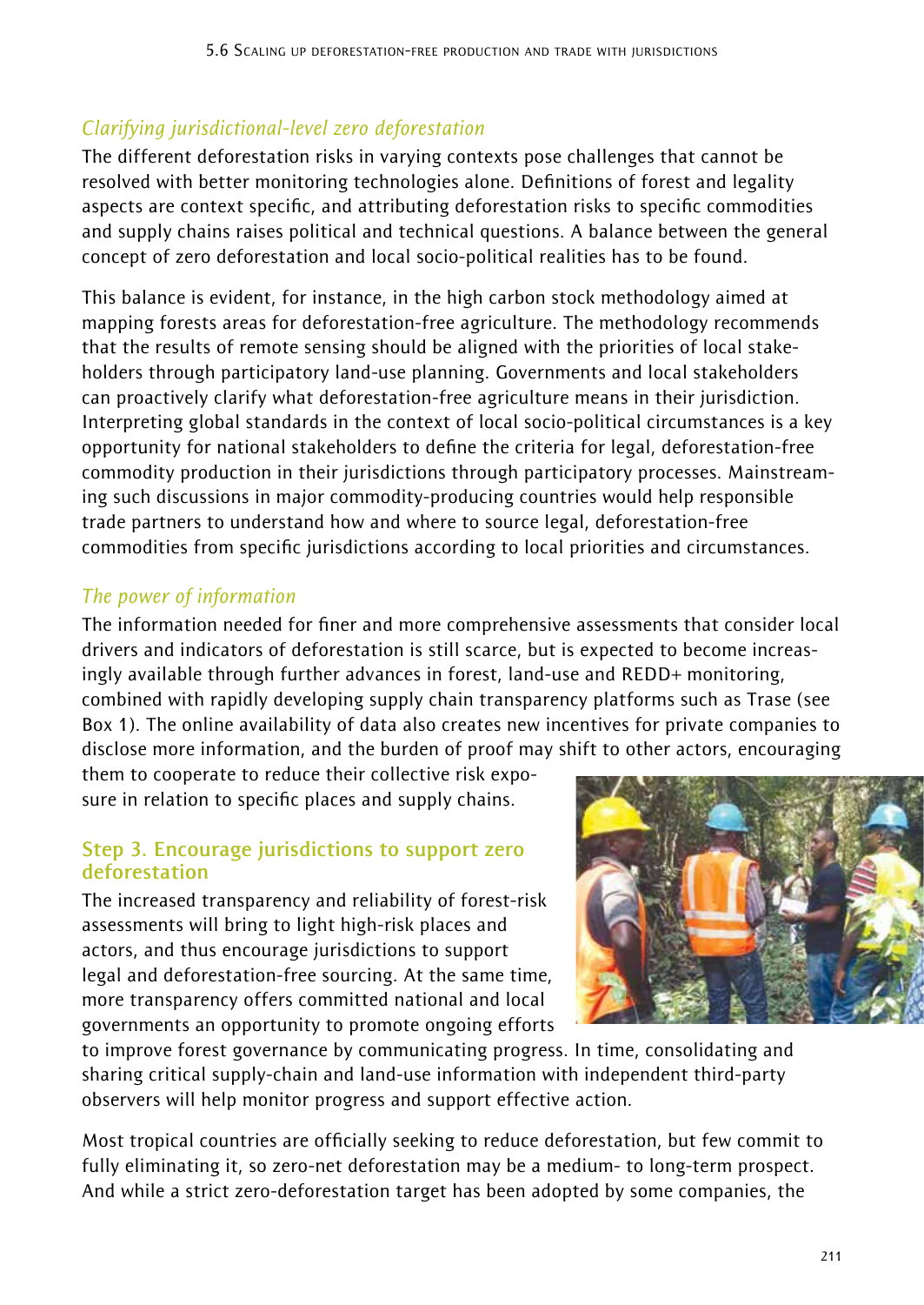### *Clarifying jurisdictional-level zero deforestation*

The different deforestation risks in varying contexts pose challenges that cannot be resolved with better monitoring technologies alone. Definitions of forest and legality aspects are context specific, and attributing deforestation risks to specific commodities and supply chains raises political and technical questions. A balance between the general concept of zero deforestation and local socio-political realities has to be found.

This balance is evident, for instance, in the high carbon stock methodology aimed at mapping forests areas for deforestation-free agriculture. The methodology recommends that the results of remote sensing should be aligned with the priorities of local stakeholders through participatory land-use planning. Governments and local stakeholders can proactively clarify what deforestation-free agriculture means in their jurisdiction. Interpreting global standards in the context of local socio-political circumstances is a key opportunity for national stakeholders to define the criteria for legal, deforestation-free commodity production in their jurisdictions through participatory processes. Mainstreaming such discussions in major commodity-producing countries would help responsible trade partners to understand how and where to source legal, deforestation-free commodities from specific jurisdictions according to local priorities and circumstances.

### *The power of information*

The information needed for finer and more comprehensive assessments that consider local drivers and indicators of deforestation is still scarce, but is expected to become increasingly available through further advances in forest, land-use and REDD+ monitoring, combined with rapidly developing supply chain transparency platforms such as Trase (see Box 1). The online availability of data also creates new incentives for private companies to disclose more information, and the burden of proof may shift to other actors, encouraging them to cooperate to reduce their collective risk exposure in relation to specific places and supply chains.

## Step 3. Encourage jurisdictions to support zero deforestation

The increased transparency and reliability of forest-risk assessments will bring to light high-risk places and actors, and thus encourage jurisdictions to support legal and deforestation-free sourcing. At the same time, more transparency offers committed national and local governments an opportunity to promote ongoing efforts to improve forest governance by communicating progress. In time, consolidating and sharing critical supply-chain and land-use information with independent third-party observers will help monitor progress and support effective action.

Most tropical countries are officially seeking to reduce deforestation, but few commit to fully eliminating it, so zero-net deforestation may be a medium- to long-term prospect. And while a strict zero-deforestation target has been adopted by some companies, the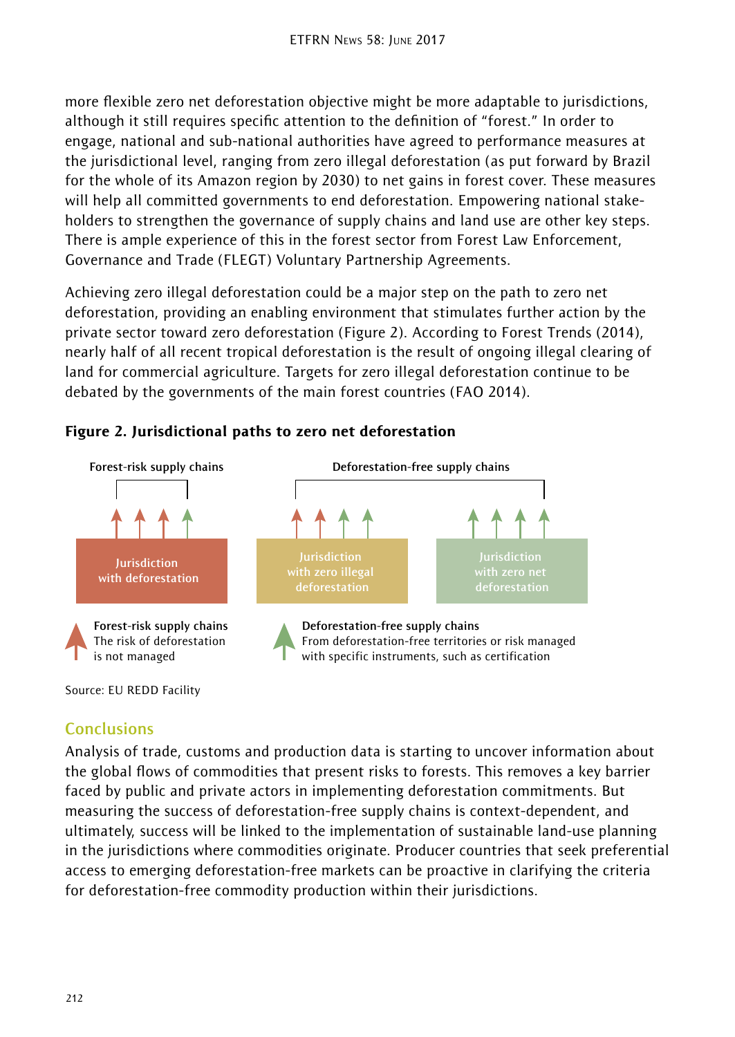more flexible zero net deforestation objective might be more adaptable to jurisdictions, although it still requires specific attention to the definition of "forest." In order to engage, national and sub-national authorities have agreed to performance measures at the jurisdictional level, ranging from zero illegal deforestation (as put forward by Brazil for the whole of its Amazon region by 2030) to net gains in forest cover. These measures will help all committed governments to end deforestation. Empowering national stakeholders to strengthen the governance of supply chains and land use are other key steps. There is ample experience of this in the forest sector from Forest Law Enforcement, Governance and Trade (FLEGT) Voluntary Partnership Agreements.

Achieving zero illegal deforestation could be a major step on the path to zero net deforestation, providing an enabling environment that stimulates further action by the private sector toward zero deforestation (Figure 2). According to Forest Trends (2014), nearly half of all recent tropical deforestation is the result of ongoing illegal clearing of land for commercial agriculture. Targets for zero illegal deforestation continue to be debated by the governments of the main forest countries (FAO 2014).

**Figure 2. Jurisdictional paths to zero net deforestation**

Forest-risk supply chains | Deforestation-free supply chains

Jurisdiction with deforestation | Jurisdiction with zero illegal deforestation | Jurisdiction with zero net deforestation

**Forest-risk supply chains** The risk of deforestation is not managed

**Deforestation-free supply chains** From deforestation-free territories or risk managed with specific instruments, such as certification

Source: EU REDD Facility

## Conclusions

Analysis of trade, customs and production data is starting to uncover information about the global flows of commodities that present risks to forests. This removes a key barrier faced by public and private actors in implementing deforestation commitments. But measuring the success of deforestation-free supply chains is context-dependent, and ultimately, success will be linked to the implementation of sustainable land-use planning in the jurisdictions where commodities originate. Producer countries that seek preferential access to emerging deforestation-free markets can be proactive in clarifying the criteria for deforestation-free commodity production within their jurisdictions.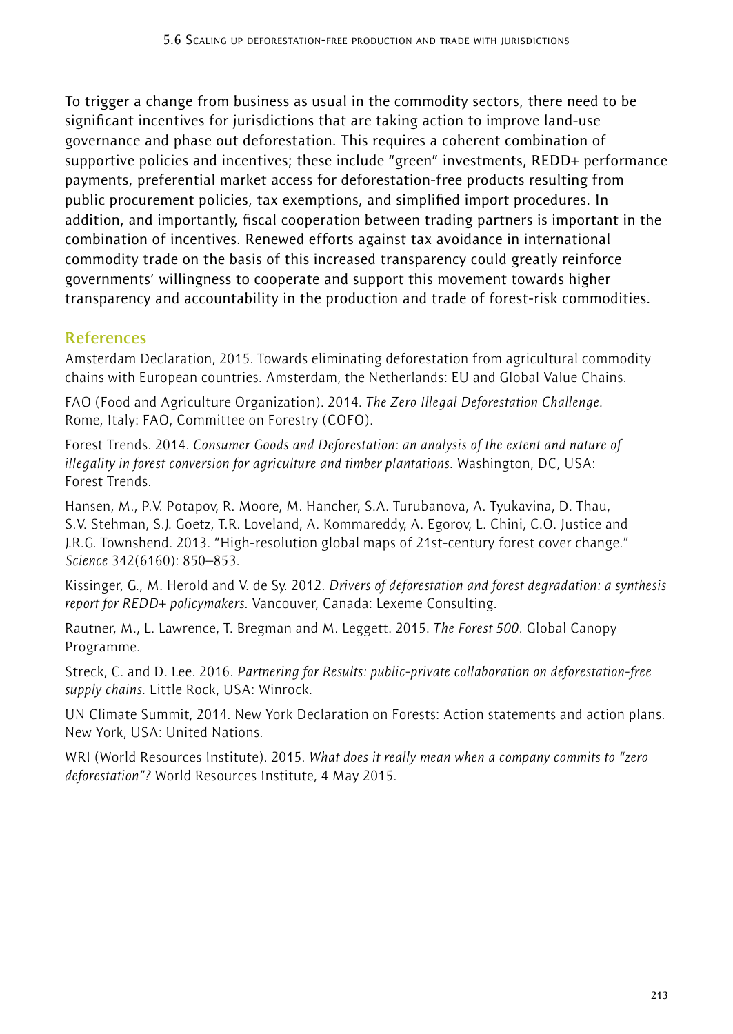To trigger a change from business as usual in the commodity sectors, there need to be significant incentives for jurisdictions that are taking action to improve land-use governance and phase out deforestation. This requires a coherent combination of supportive policies and incentives; these include "green" investments, REDD+ performance payments, preferential market access for deforestation-free products resulting from public procurement policies, tax exemptions, and simplified import procedures. In addition, and importantly, fiscal cooperation between trading partners is important in the combination of incentives. Renewed efforts against tax avoidance in international commodity trade on the basis of this increased transparency could greatly reinforce governments' willingness to cooperate and support this movement towards higher transparency and accountability in the production and trade of forest-risk commodities.

## References

Amsterdam Declaration, 2015. Towards eliminating deforestation from agricultural commodity chains with European countries. Amsterdam, the Netherlands: EU and Global Value Chains.

FAO (Food and Agriculture Organization). 2014. *The Zero Illegal Deforestation Challenge*. Rome, Italy: FAO, Committee on Forestry (COFO).

Forest Trends. 2014. *Consumer Goods and Deforestation: an analysis of the extent and nature of illegality in forest conversion for agriculture and timber plantations*. Washington, DC, USA: Forest Trends.

Hansen, M., P.V. Potapov, R. Moore, M. Hancher, S.A. Turubanova, A. Tyukavina, D. Thau, S.V. Stehman, S.J. Goetz, T.R. Loveland, A. Kommareddy, A. Egorov, L. Chini, C.O. Justice and J.R.G. Townshend. 2013. "High-resolution global maps of 21st-century forest cover change." *Science* 342(6160): 850–853.

Kissinger, G., M. Herold and V. de Sy. 2012. *Drivers of deforestation and forest degradation: a synthesis report for REDD+ policymakers*. Vancouver, Canada: Lexeme Consulting.

Rautner, M., L. Lawrence, T. Bregman and M. Leggett. 2015. *The Forest 500*. Global Canopy Programme.

Streck, C. and D. Lee. 2016. *Partnering for Results: public-private collaboration on deforestation-free supply chains*. Little Rock, USA: Winrock.

UN Climate Summit, 2014. New York Declaration on Forests: Action statements and action plans. New York, USA: United Nations.

WRI (World Resources Institute). 2015. *What does it really mean when a company commits to "zero deforestation"?* World Resources Institute, 4 May 2015.